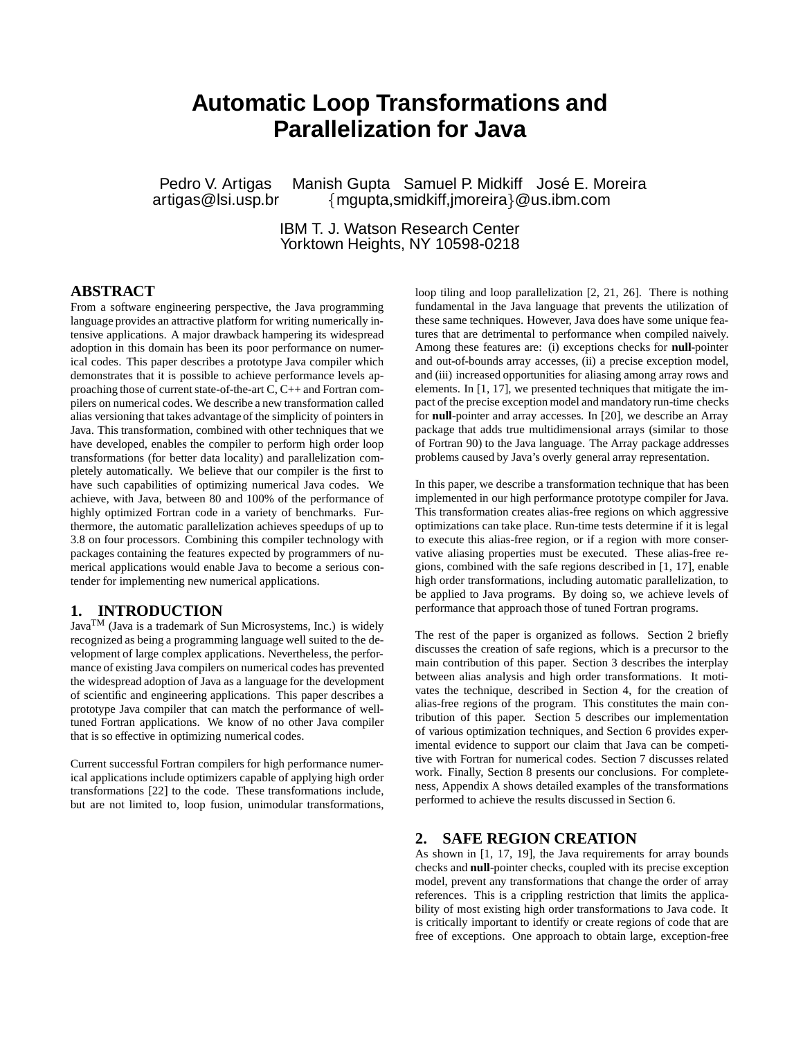# Automatic Loop Transformations and Parallelization for Java

Pedro V. Artigas Manish Gupta Samuel P. Midkiff José E. Moreira
artigas@lsi.usp.br {mgupta,smidkiff,jmoreira}@us.ibm.com

IBM T. J. Watson Research Center
Yorktown Heights, NY 10598-0218

## ABSTRACT

From a software engineering perspective, the Java programming language provides an attractive platform for writing numerically intensive applications. A major drawback hampering its widespread adoption in this domain has been its poor performance on numerical codes. This paper describes a prototype Java compiler which demonstrates that it is possible to achieve performance levels approaching those of current state-of-the-art C, C++ and Fortran compilers on numerical codes. We describe a new transformation called alias versioning that takes advantage of the simplicity of pointers in Java. This transformation, combined with other techniques that we have developed, enables the compiler to perform high order loop transformations (for better data locality) and parallelization completely automatically. We believe that our compiler is the first to have such capabilities of optimizing numerical Java codes. We achieve, with Java, between 80 and 100% of the performance of highly optimized Fortran code in a variety of benchmarks. Furthermore, the automatic parallelization achieves speedups of up to 3.8 on four processors. Combining this compiler technology with packages containing the features expected by programmers of numerical applications would enable Java to become a serious contender for implementing new numerical applications.

## 1. INTRODUCTION

Java[TM] (Java is a trademark of Sun Microsystems, Inc.) is widely recognized as being a programming language well suited to the development of large complex applications. Nevertheless, the performance of existing Java compilers on numerical codes has prevented the widespread adoption of Java as a language for the development of scientific and engineering applications. This paper describes a prototype Java compiler that can match the performance of well-tuned Fortran applications. We know of no other Java compiler that is so effective in optimizing numerical codes.

Current successful Fortran compilers for high performance numerical applications include optimizers capable of applying high order transformations [22] to the code. These transformations include, but are not limited to, loop fusion, unimodular transformations, loop tiling and loop parallelization [2, 21, 26]. There is nothing fundamental in the Java language that prevents the utilization of these same techniques. However, Java does have some unique features that are detrimental to performance when compiled naively. Among these features are: (i) exceptions checks for **null**-pointer and out-of-bounds array accesses, (ii) a precise exception model, and (iii) increased opportunities for aliasing among array rows and elements. In [1, 17], we presented techniques that mitigate the impact of the precise exception model and mandatory run-time checks for **null**-pointer and array accesses. In [20], we describe an Array package that adds true multidimensional arrays (similar to those of Fortran 90) to the Java language. The Array package addresses problems caused by Java's overly general array representation.

In this paper, we describe a transformation technique that has been implemented in our high performance prototype compiler for Java. This transformation creates alias-free regions on which aggressive optimizations can take place. Run-time tests determine if it is legal to execute this alias-free region, or if a region with more conservative aliasing properties must be executed. These alias-free regions, combined with the safe regions described in [1, 17], enable high order transformations, including automatic parallelization, to be applied to Java programs. By doing so, we achieve levels of performance that approach those of tuned Fortran programs.

The rest of the paper is organized as follows. Section 2 briefly discusses the creation of safe regions, which is a precursor to the main contribution of this paper. Section 3 describes the interplay between alias analysis and high order transformations. It motivates the technique, described in Section 4, for the creation of alias-free regions of the program. This constitutes the main contribution of this paper. Section 5 describes our implementation of various optimization techniques, and Section 6 provides experimental evidence to support our claim that Java can be competitive with Fortran for numerical codes. Section 7 discusses related work. Finally, Section 8 presents our conclusions. For completeness, Appendix A shows detailed examples of the transformations performed to achieve the results discussed in Section 6.

## 2. SAFE REGION CREATION

As shown in [1, 17, 19], the Java requirements for array bounds checks and **null**-pointer checks, coupled with its precise exception model, prevent any transformations that change the order of array references. This is a crippling restriction that limits the applicability of most existing high order transformations to Java code. It is critically important to identify or create regions of code that are free of exceptions. One approach to obtain large, exception-free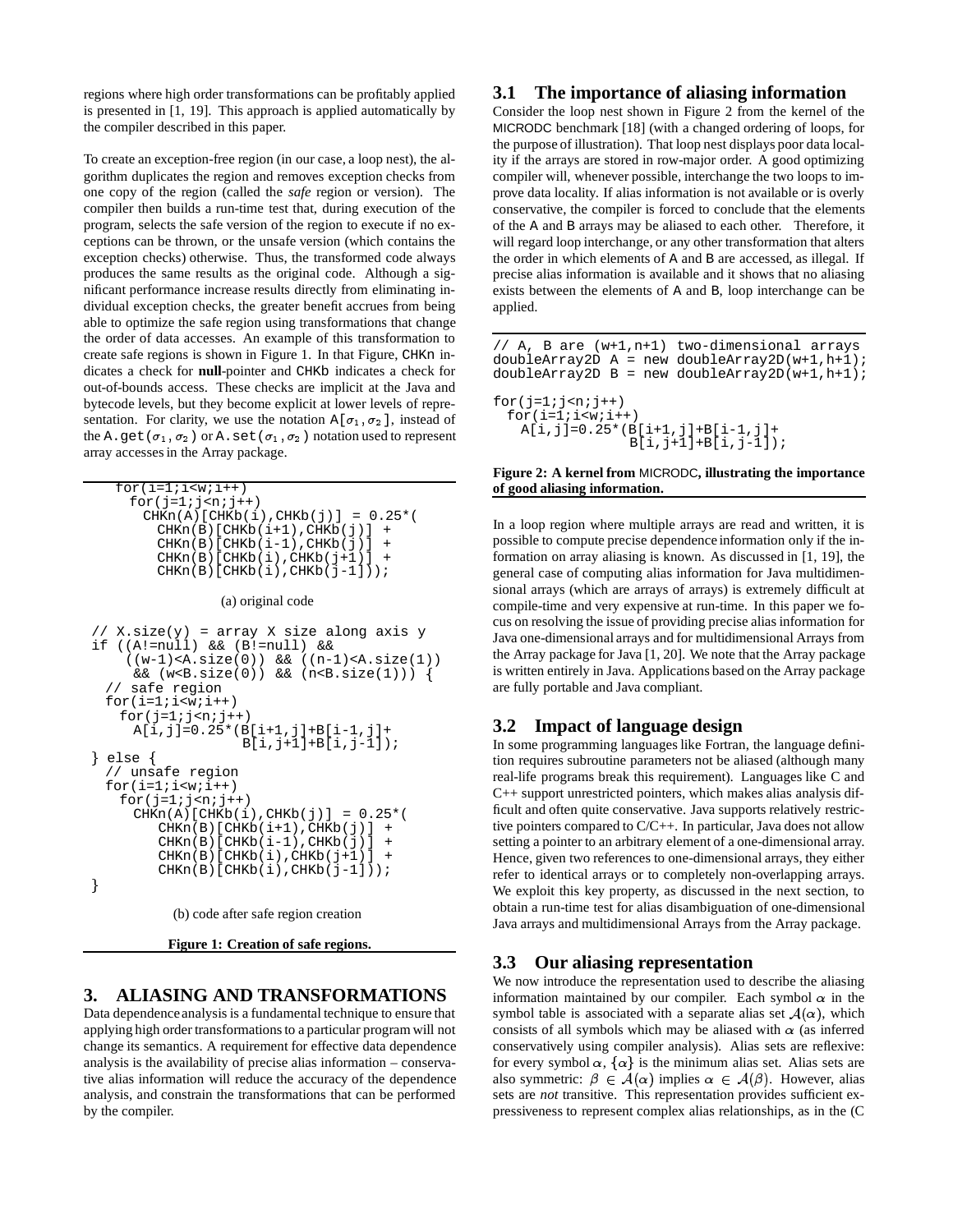regions where high order transformations can be profitably applied is presented in [1, 19]. This approach is applied automatically by the compiler described in this paper.

To create an exception-free region (in our case, a loop nest), the algorithm duplicates the region and removes exception checks from one copy of the region (called the *safe* region or version). The compiler then builds a run-time test that, during execution of the program, selects the safe version of the region to execute if no exceptions can be thrown, or the unsafe version (which contains the exception checks) otherwise. Thus, the transformed code always produces the same results as the original code. Although a significant performance increase results directly from eliminating individual exception checks, the greater benefit accrues from being able to optimize the safe region using transformations that change the order of data accesses. An example of this transformation to create safe regions is shown in Figure 1. In that Figure, CHKn indicates a check for **null**-pointer and CHKb indicates a check for out-of-bounds access. These checks are implicit at the Java and bytecode levels, but they become explicit at lower levels of representation. For clarity, we use the notation A[$\sigma_1, \sigma_2$], instead of the A.get($\sigma_1, \sigma_2$) or A.set($\sigma_1, \sigma_2$) notation used to represent array accesses in the Array package.

```
for(i=1;i<w;i++)
  for(j=1;j<n;j++)
    CHKn(A)[CHKb(i),CHKb(j)] = 0.25*(
      CHKn(B)[CHKb(i+1),CHKb(j)] +
      CHKn(B)[CHKb(i-1),CHKb(j)] +
      CHKn(B)[CHKb(i),CHKb(j+1)] +
      CHKn(B)[CHKb(i),CHKb(j-1)]);
```

(a) original code

```
// X.size(y) = array X size along axis y
if ((A!=null) && (B!=null) &&
    ((w-1)<A.size(0)) && ((n-1)<A.size(1))
     && (w<B.size(0)) && (n<B.size(1))) {
  // safe region
  for(i=1;i<w;i++)
    for(j=1;j<n;j++)
      A[i,j]=0.25*(B[i+1,j]+B[i-1,j]+
                   B[i,j+1]+B[i,j-1]);
} else {
  // unsafe region
  for(i=1;i<w;i++)
    for(j=1;j<n;j++)
      CHKn(A)[CHKb(i),CHKb(j)] = 0.25*(
        CHKn(B)[CHKb(i+1),CHKb(j)] +
        CHKn(B)[CHKb(i-1),CHKb(j)] +
        CHKn(B)[CHKb(i),CHKb(j+1)] +
        CHKn(B)[CHKb(i),CHKb(j-1)]);
}
```

(b) code after safe region creation

**Figure 1: Creation of safe regions.**

## 3. ALIASING AND TRANSFORMATIONS

Data dependence analysis is a fundamental technique to ensure that applying high order transformations to a particular program will not change its semantics. A requirement for effective data dependence analysis is the availability of precise alias information – conservative alias information will reduce the accuracy of the dependence analysis, and constrain the transformations that can be performed by the compiler.

### 3.1 The importance of aliasing information

Consider the loop nest shown in Figure 2 from the kernel of the MICRODC benchmark [18] (with a changed ordering of loops, for the purpose of illustration). That loop nest displays poor data locality if the arrays are stored in row-major order. A good optimizing compiler will, whenever possible, interchange the two loops to improve data locality. If alias information is not available or is overly conservative, the compiler is forced to conclude that the elements of the A and B arrays may be aliased to each other. Therefore, it will regard loop interchange, or any other transformation that alters the order in which elements of A and B are accessed, as illegal. If precise alias information is available and it shows that no aliasing exists between the elements of A and B, loop interchange can be applied.

```
// A, B are (w+1,n+1) two-dimensional arrays
doubleArray2D A = new doubleArray2D(w+1,h+1);
doubleArray2D B = new doubleArray2D(w+1,h+1);

for(j=1;j<n;j++)
  for(i=1;i<w;i++)
    A[i,j]=0.25*(B[i+1,j]+B[i-1,j]+
                 B[i,j+1]+B[i,j-1]);
```

**Figure 2: A kernel from MICRODC, illustrating the importance of good aliasing information.**

In a loop region where multiple arrays are read and written, it is possible to compute precise dependence information only if the information on array aliasing is known. As discussed in [1, 19], the general case of computing alias information for Java multidimensional arrays (which are arrays of arrays) is extremely difficult at compile-time and very expensive at run-time. In this paper we focus on resolving the issue of providing precise alias information for Java one-dimensional arrays and for multidimensional Arrays from the Array package for Java [1, 20]. We note that the Array package is written entirely in Java. Applications based on the Array package are fully portable and Java compliant.

### 3.2 Impact of language design

In some programming languages like Fortran, the language definition requires subroutine parameters not be aliased (although many real-life programs break this requirement). Languages like C and C++ support unrestricted pointers, which makes alias analysis difficult and often quite conservative. Java supports relatively restrictive pointers compared to C/C++. In particular, Java does not allow setting a pointer to an arbitrary element of a one-dimensional array. Hence, given two references to one-dimensional arrays, they either refer to identical arrays or to completely non-overlapping arrays. We exploit this key property, as discussed in the next section, to obtain a run-time test for alias disambiguation of one-dimensional Java arrays and multidimensional Arrays from the Array package.

### 3.3 Our aliasing representation

We now introduce the representation used to describe the aliasing information maintained by our compiler. Each symbol $\alpha$ in the symbol table is associated with a separate alias set $\mathcal{A}(\alpha)$, which consists of all symbols which may be aliased with $\alpha$ (as inferred conservatively using compiler analysis). Alias sets are reflexive: for every symbol $\alpha$, $\{\alpha\}$ is the minimum alias set. Alias sets are also symmetric: $\beta \in \mathcal{A}(\alpha)$ implies $\alpha \in \mathcal{A}(\beta)$. However, alias sets are *not* transitive. This representation provides sufficient expressiveness to represent complex alias relationships, as in the (C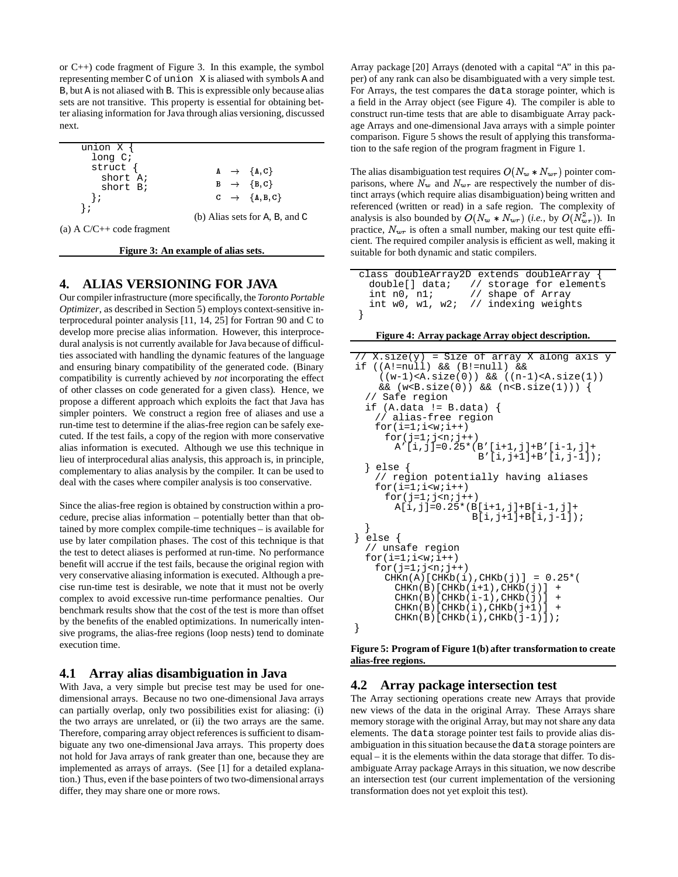or C++) code fragment of Figure 3. In this example, the symbol representing member C of union X is aliased with symbols A and B, but A is not aliased with B. This is expressible only because alias sets are not transitive. This property is essential for obtaining better aliasing information for Java through alias versioning, discussed next.

```
union X {
  long C;
  struct {
    short A;
    short B;
  };
};
```

(a) A C/C++ code fragment

```
A → {A,C}
B → {B,C}
C → {A,B,C}
```

(b) Alias sets for A, B, and C

**Figure 3: An example of alias sets.**

## 4. ALIAS VERSIONING FOR JAVA

Our compiler infrastructure (more specifically, the *Toronto Portable Optimizer*, as described in Section 5) employs context-sensitive interprocedural pointer analysis [11, 14, 25] for Fortran 90 and C to develop more precise alias information. However, this interprocedural analysis is not currently available for Java because of difficulties associated with handling the dynamic features of the language and ensuring binary compatibility of the generated code. (Binary compatibility is currently achieved by *not* incorporating the effect of other classes on code generated for a given class). Hence, we propose a different approach which exploits the fact that Java has simpler pointers. We construct a region free of aliases and use a run-time test to determine if the alias-free region can be safely executed. If the test fails, a copy of the region with more conservative alias information is executed. Although we use this technique in lieu of interprocedural alias analysis, this approach is, in principle, complementary to alias analysis by the compiler. It can be used to deal with the cases where compiler analysis is too conservative.

Since the alias-free region is obtained by construction within a procedure, precise alias information – potentially better than that obtained by more complex compile-time techniques – is available for use by later compilation phases. The cost of this technique is that the test to detect aliases is performed at run-time. No performance benefit will accrue if the test fails, because the original region with very conservative aliasing information is executed. Although a precise run-time test is desirable, we note that it must not be overly complex to avoid excessive run-time performance penalties. Our benchmark results show that the cost of the test is more than offset by the benefits of the enabled optimizations. In numerically intensive programs, the alias-free regions (loop nests) tend to dominate execution time.

### 4.1 Array alias disambiguation in Java

With Java, a very simple but precise test may be used for one-dimensional arrays. Because no two one-dimensional Java arrays can partially overlap, only two possibilities exist for aliasing: (i) the two arrays are unrelated, or (ii) the two arrays are the same. Therefore, comparing array object references is sufficient to disambiguate any two one-dimensional Java arrays. This property does not hold for Java arrays of rank greater than one, because they are implemented as arrays of arrays. (See [1] for a detailed explanation.) Thus, even if the base pointers of two two-dimensional arrays differ, they may share one or more rows.

Array package [20] Arrays (denoted with a capital "A" in this paper) of any rank can also be disambiguated with a very simple test. For Arrays, the test compares the data storage pointer, which is a field in the Array object (see Figure 4). The compiler is able to construct run-time tests that are able to disambiguate Array package Arrays and one-dimensional Java arrays with a simple pointer comparison. Figure 5 shows the result of applying this transformation to the safe region of the program fragment in Figure 1.

The alias disambiguation test requires $O(N_w * N_{wr})$ pointer comparisons, where $N_w$ and $N_{wr}$ are respectively the number of distinct arrays (which require alias disambiguation) being written and referenced (written or read) in a safe region. The complexity of analysis is also bounded by $O(N_w * N_{wr})$ (*i.e.*, by $O(N_{wr}^2)$). In practice, $N_{wr}$ is often a small number, making our test quite efficient. The required compiler analysis is efficient as well, making it suitable for both dynamic and static compilers.

```
class doubleArray2D extends doubleArray {
  double[] data;   // storage for elements
  int n0, n1;      // shape of Array
  int w0, w1, w2;  // indexing weights
}
```

**Figure 4: Array package Array object description.**

```
// X.size(y) = size of array X along axis y
if ((A!=null) && (B!=null) &&
    ((w-1)<A.size(0)) && ((n-1)<A.size(1))
    && (w<B.size(0)) && (n<B.size(1))) {
  // Safe region
  if (A.data != B.data) {
    // alias-free region
    for(i=1;i<w;i++)
      for(j=1;j<n;j++)
        A'[i,j]=0.25*(B'[i+1,j]+B'[i-1,j]+
                      B'[i,j+1]+B'[i,j-1]);
  } else {
    // region potentially having aliases
    for(i=1;i<w;i++)
      for(j=1;j<n;j++)
        A[i,j]=0.25*(B[i+1,j]+B[i-1,j]+
                     B[i,j+1]+B[i,j-1]);
  }
} else {
  // unsafe region
  for(i=1;i<w;i++)
    for(j=1;j<n;j++)
      CHKn(A)[CHKb(i),CHKb(j)] = 0.25*(
        CHKn(B)[CHKb(i+1),CHKb(j)] +
        CHKn(B)[CHKb(i-1),CHKb(j)] +
        CHKn(B)[CHKb(i),CHKb(j+1)] +
        CHKn(B)[CHKb(i),CHKb(j-1)]);
}
```

**Figure 5: Program of Figure 1(b) after transformation to create alias-free regions.**

### 4.2 Array package intersection test

The Array sectioning operations create new Arrays that provide new views of the data in the original Array. These Arrays share memory storage with the original Array, but may not share any data elements. The data storage pointer test fails to provide alias disambiguation in this situation because the data storage pointers are equal – it is the elements within the data storage that differ. To disambiguate Array package Arrays in this situation, we now describe an intersection test (our current implementation of the versioning transformation does not yet exploit this test).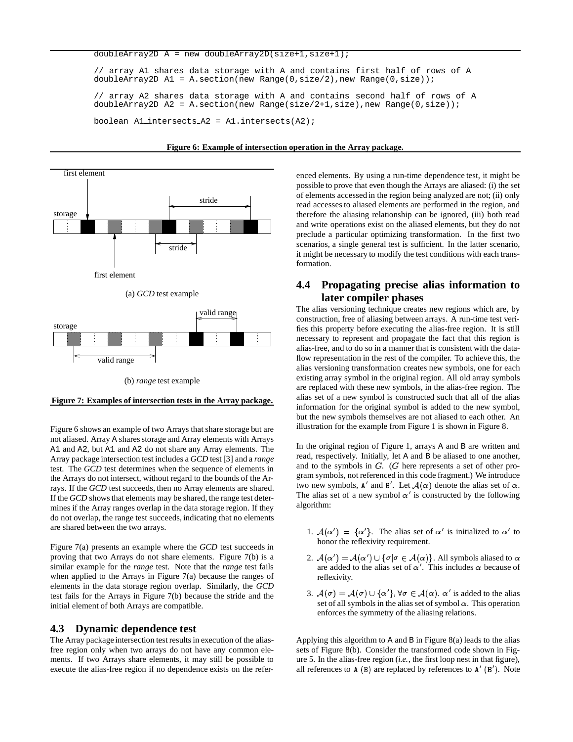```
doubleArray2D A = new doubleArray2D(size+1,size+1);

// array A1 shares data storage with A and contains first half of rows of A
doubleArray2D A1 = A.section(new Range(0,size/2),new Range(0,size));

// array A2 shares data storage with A and contains second half of rows of A
doubleArray2D A2 = A.section(new Range(size/2+1,size),new Range(0,size));

boolean A1_intersects_A2 = A1.intersects(A2);
```

**Figure 6: Example of intersection operation in the Array package.**

(a) *GCD* test example

(b) *range* test example

**Figure 7: Examples of intersection tests in the Array package.**

Figure 6 shows an example of two Arrays that share storage but are not aliased. Array A shares storage and Array elements with Arrays A1 and A2, but A1 and A2 do not share any Array elements. The Array package intersection test includes a *GCD* test [3] and a *range* test. The *GCD* test determines when the sequence of elements in the Arrays do not intersect, without regard to the bounds of the Arrays. If the *GCD* test succeeds, then no Array elements are shared. If the *GCD* shows that elements may be shared, the range test determines if the Array ranges overlap in the data storage region. If they do not overlap, the range test succeeds, indicating that no elements are shared between the two arrays.

Figure 7(a) presents an example where the *GCD* test succeeds in proving that two Arrays do not share elements. Figure 7(b) is a similar example for the *range* test. Note that the *range* test fails when applied to the Arrays in Figure 7(a) because the ranges of elements in the data storage region overlap. Similarly, the *GCD* test fails for the Arrays in Figure 7(b) because the stride and the initial element of both Arrays are compatible.

## 4.3 Dynamic dependence test

The Array package intersection test results in execution of the alias-free region only when two arrays do not have any common elements. If two Arrays share elements, it may still be possible to execute the alias-free region if no dependence exists on the referenced elements. By using a run-time dependence test, it might be possible to prove that even though the Arrays are aliased: (i) the set of elements accessed in the region being analyzed are not; (ii) only read accesses to aliased elements are performed in the region, and therefore the aliasing relationship can be ignored, (iii) both read and write operations exist on the aliased elements, but they do not preclude a particular optimizing transformation. In the first two scenarios, a single general test is sufficient. In the latter scenario, it might be necessary to modify the test conditions with each transformation.

## 4.4 Propagating precise alias information to later compiler phases

The alias versioning technique creates new regions which are, by construction, free of aliasing between arrays. A run-time test verifies this property before executing the alias-free region. It is still necessary to represent and propagate the fact that this region is alias-free, and to do so in a manner that is consistent with the data-flow representation in the rest of the compiler. To achieve this, the alias versioning transformation creates new symbols, one for each existing array symbol in the original region. All old array symbols are replaced with these new symbols, in the alias-free region. The alias set of a new symbol is constructed such that all of the alias information for the original symbol is added to the new symbol, but the new symbols themselves are not aliased to each other. An illustration for the example from Figure 1 is shown in Figure 8.

In the original region of Figure 1, arrays A and B are written and read, respectively. Initially, let A and B be aliased to one another, and to the symbols in $G$. ($G$ here represents a set of other program symbols, not referenced in this code fragment.) We introduce two new symbols, $A'$ and $B'$. Let $\mathcal{A}(\alpha)$ denote the alias set of $\alpha$. The alias set of a new symbol $\alpha'$ is constructed by the following algorithm:

1. $\mathcal{A}(\alpha') = \{\alpha'\}$. The alias set of $\alpha'$ is initialized to $\alpha'$ to honor the reflexivity requirement.
2. $\mathcal{A}(\alpha') = \mathcal{A}(\alpha') \cup \{\sigma | \sigma \in \mathcal{A}(\alpha)\}$. All symbols aliased to $\alpha$ are added to the alias set of $\alpha'$. This includes $\alpha$ because of reflexivity.
3. $\mathcal{A}(\sigma) = \mathcal{A}(\sigma) \cup \{\alpha'\}, \forall \sigma \in \mathcal{A}(\alpha)$. $\alpha'$ is added to the alias set of all symbols in the alias set of symbol $\alpha$. This operation enforces the symmetry of the aliasing relations.

Applying this algorithm to A and B in Figure 8(a) leads to the alias sets of Figure 8(b). Consider the transformed code shown in Figure 5. In the alias-free region (*i.e.*, the first loop nest in that figure), all references to A (B) are replaced by references to $A'$ ($B'$). Note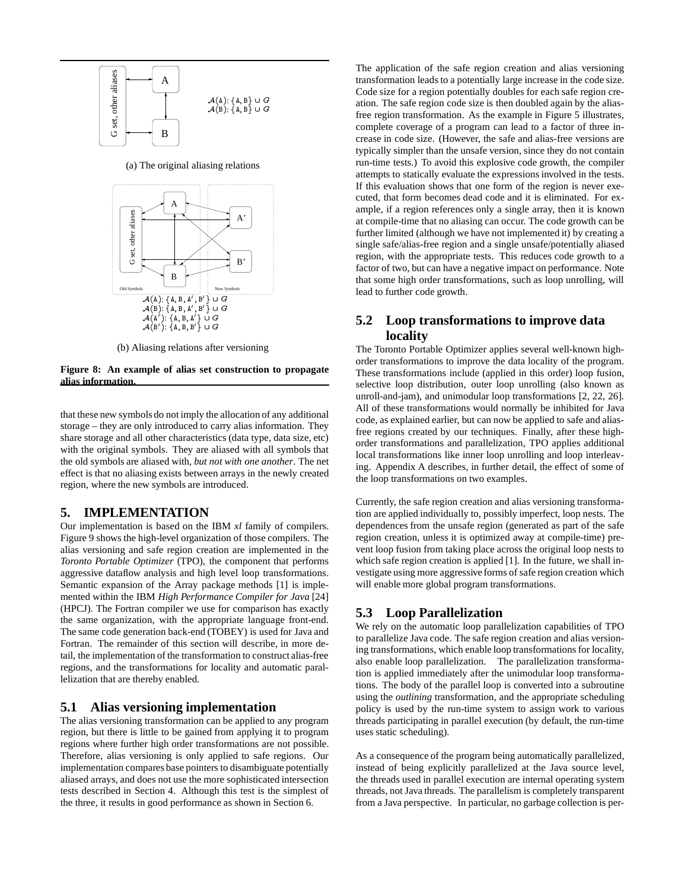G set, other aliases

A

B

$\mathcal{A}(\texttt{A})$: $\{\texttt{A}, \texttt{B}\} \cup G$
$\mathcal{A}(\texttt{B})$: $\{\texttt{A}, \texttt{B}\} \cup G$

(a) The original aliasing relations

G set, other aliases

A

A'

B'

B

Old Symbols

New Symbols

$\mathcal{A}(\texttt{A})$: $\{\texttt{A}, \texttt{B}, \texttt{A}', \texttt{B}'\} \cup G$
$\mathcal{A}(\texttt{B})$: $\{\texttt{A}, \texttt{B}, \texttt{A}', \texttt{B}'\} \cup G$
$\mathcal{A}(\texttt{A}')$: $\{\texttt{A}, \texttt{B}, \texttt{A}'\} \cup G$
$\mathcal{A}(\texttt{B}')$: $\{\texttt{A}, \texttt{B}, \texttt{B}'\} \cup G$

(b) Aliasing relations after versioning

**Figure 8: An example of alias set construction to propagate alias information.**

that these new symbols do not imply the allocation of any additional storage – they are only introduced to carry alias information. They share storage and all other characteristics (data type, data size, etc) with the original symbols. They are aliased with all symbols that the old symbols are aliased with, *but not with one another*. The net effect is that no aliasing exists between arrays in the newly created region, where the new symbols are introduced.

## 5. IMPLEMENTATION

Our implementation is based on the IBM *xl* family of compilers. Figure 9 shows the high-level organization of those compilers. The alias versioning and safe region creation are implemented in the *Toronto Portable Optimizer* (TPO), the component that performs aggressive dataflow analysis and high level loop transformations. Semantic expansion of the Array package methods [1] is implemented within the IBM *High Performance Compiler for Java* [24] (HPCJ). The Fortran compiler we use for comparison has exactly the same organization, with the appropriate language front-end. The same code generation back-end (TOBEY) is used for Java and Fortran. The remainder of this section will describe, in more detail, the implementation of the transformation to construct alias-free regions, and the transformations for locality and automatic parallelization that are thereby enabled.

### 5.1 Alias versioning implementation

The alias versioning transformation can be applied to any program region, but there is little to be gained from applying it to program regions where further high order transformations are not possible. Therefore, alias versioning is only applied to safe regions. Our implementation compares base pointers to disambiguate potentially aliased arrays, and does not use the more sophisticated intersection tests described in Section 4. Although this test is the simplest of the three, it results in good performance as shown in Section 6.

The application of the safe region creation and alias versioning transformation leads to a potentially large increase in the code size. Code size for a region potentially doubles for each safe region creation. The safe region code size is then doubled again by the alias-free region transformation. As the example in Figure 5 illustrates, complete coverage of a program can lead to a factor of three increase in code size. (However, the safe and alias-free versions are typically simpler than the unsafe version, since they do not contain run-time tests.) To avoid this explosive code growth, the compiler attempts to statically evaluate the expressions involved in the tests. If this evaluation shows that one form of the region is never executed, that form becomes dead code and it is eliminated. For example, if a region references only a single array, then it is known at compile-time that no aliasing can occur. The code growth can be further limited (although we have not implemented it) by creating a single safe/alias-free region and a single unsafe/potentially aliased region, with the appropriate tests. This reduces code growth to a factor of two, but can have a negative impact on performance. Note that some high order transformations, such as loop unrolling, will lead to further code growth.

### 5.2 Loop transformations to improve data locality

The Toronto Portable Optimizer applies several well-known high-order transformations to improve the data locality of the program. These transformations include (applied in this order) loop fusion, selective loop distribution, outer loop unrolling (also known as unroll-and-jam), and unimodular loop transformations [2, 22, 26]. All of these transformations would normally be inhibited for Java code, as explained earlier, but can now be applied to safe and alias-free regions created by our techniques. Finally, after these high-order transformations and parallelization, TPO applies additional local transformations like inner loop unrolling and loop interleaving. Appendix A describes, in further detail, the effect of some of the loop transformations on two examples.

Currently, the safe region creation and alias versioning transformation are applied individually to, possibly imperfect, loop nests. The dependences from the unsafe region (generated as part of the safe region creation, unless it is optimized away at compile-time) prevent loop fusion from taking place across the original loop nests to which safe region creation is applied [1]. In the future, we shall investigate using more aggressive forms of safe region creation which will enable more global program transformations.

### 5.3 Loop Parallelization

We rely on the automatic loop parallelization capabilities of TPO to parallelize Java code. The safe region creation and alias versioning transformations, which enable loop transformations for locality, also enable loop parallelization. The parallelization transformation is applied immediately after the unimodular loop transformations. The body of the parallel loop is converted into a subroutine using the *outlining* transformation, and the appropriate scheduling policy is used by the run-time system to assign work to various threads participating in parallel execution (by default, the run-time uses static scheduling).

As a consequence of the program being automatically parallelized, instead of being explicitly parallelized at the Java source level, the threads used in parallel execution are internal operating system threads, not Java threads. The parallelism is completely transparent from a Java perspective. In particular, no garbage collection is per-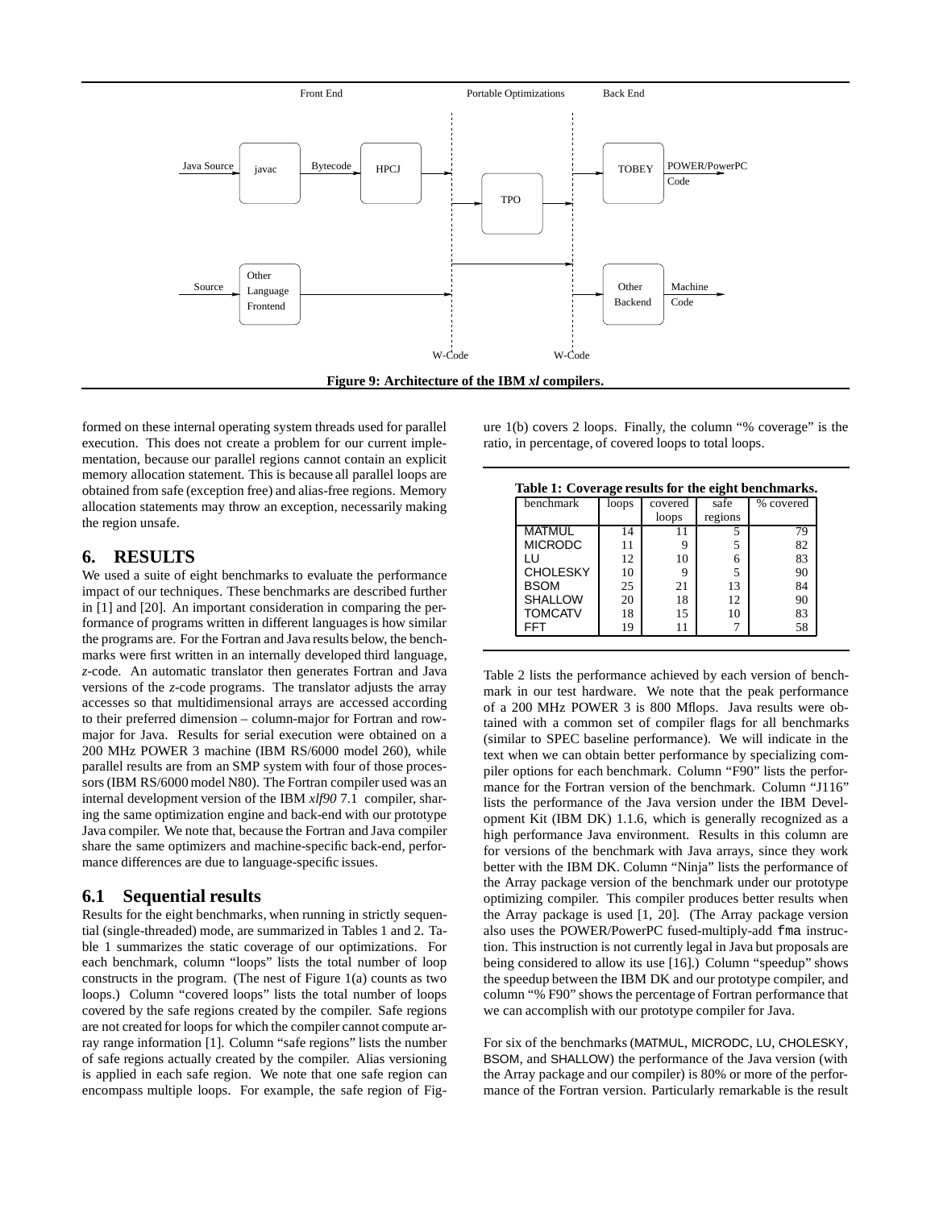Figure 9: Architecture of the IBM *xl* compilers.

formed on these internal operating system threads used for parallel execution. This does not create a problem for our current implementation, because our parallel regions cannot contain an explicit memory allocation statement. This is because all parallel loops are obtained from safe (exception free) and alias-free regions. Memory allocation statements may throw an exception, necessarily making the region unsafe.

## 6. RESULTS

We used a suite of eight benchmarks to evaluate the performance impact of our techniques. These benchmarks are described further in [1] and [20]. An important consideration in comparing the performance of programs written in different languages is how similar the programs are. For the Fortran and Java results below, the benchmarks were first written in an internally developed third language, *z*-code. An automatic translator then generates Fortran and Java versions of the *z*-code programs. The translator adjusts the array accesses so that multidimensional arrays are accessed according to their preferred dimension – column-major for Fortran and row-major for Java. Results for serial execution were obtained on a 200 MHz POWER 3 machine (IBM RS/6000 model 260), while parallel results are from an SMP system with four of those processors (IBM RS/6000 model N80). The Fortran compiler used was an internal development version of the IBM *xlf90* 7.1 compiler, sharing the same optimization engine and back-end with our prototype Java compiler. We note that, because the Fortran and Java compiler share the same optimizers and machine-specific back-end, performance differences are due to language-specific issues.

### 6.1 Sequential results

Results for the eight benchmarks, when running in strictly sequential (single-threaded) mode, are summarized in Tables 1 and 2. Table 1 summarizes the static coverage of our optimizations. For each benchmark, column "loops" lists the total number of loop constructs in the program. (The nest of Figure 1(a) counts as two loops.) Column "covered loops" lists the total number of loops covered by the safe regions created by the compiler. Safe regions are not created for loops for which the compiler cannot compute array range information [1]. Column "safe regions" lists the number of safe regions actually created by the compiler. Alias versioning is applied in each safe region. We note that one safe region can encompass multiple loops. For example, the safe region of Figure 1(b) covers 2 loops. Finally, the column "% coverage" is the ratio, in percentage, of covered loops to total loops.

**Table 1: Coverage results for the eight benchmarks.**

| benchmark | loops | covered loops | safe regions | % covered |
|---|---|---|---|---|
| MATMUL | 14 | 11 | 5 | 79 |
| MICRODC | 11 | 9 | 5 | 82 |
| LU | 12 | 10 | 6 | 83 |
| CHOLESKY | 10 | 9 | 5 | 90 |
| BSOM | 25 | 21 | 13 | 84 |
| SHALLOW | 20 | 18 | 12 | 90 |
| TOMCATV | 18 | 15 | 10 | 83 |
| FFT | 19 | 11 | 7 | 58 |

Table 2 lists the performance achieved by each version of benchmark in our test hardware. We note that the peak performance of a 200 MHz POWER 3 is 800 Mflops. Java results were obtained with a common set of compiler flags for all benchmarks (similar to SPEC baseline performance). We will indicate in the text when we can obtain better performance by specializing compiler options for each benchmark. Column "F90" lists the performance for the Fortran version of the benchmark. Column "J116" lists the performance of the Java version under the IBM Development Kit (IBM DK) 1.1.6, which is generally recognized as a high performance Java environment. Results in this column are for versions of the benchmark with Java arrays, since they work better with the IBM DK. Column "Ninja" lists the performance of the Array package version of the benchmark under our prototype optimizing compiler. This compiler produces better results when the Array package is used [1, 20]. (The Array package version also uses the POWER/PowerPC fused-multiply-add `fma` instruction. This instruction is not currently legal in Java but proposals are being considered to allow its use [16].) Column "speedup" shows the speedup between the IBM DK and our prototype compiler, and column "% F90" shows the percentage of Fortran performance that we can accomplish with our prototype compiler for Java.

For six of the benchmarks (MATMUL, MICRODC, LU, CHOLESKY, BSOM, and SHALLOW) the performance of the Java version (with the Array package and our compiler) is 80% or more of the performance of the Fortran version. Particularly remarkable is the result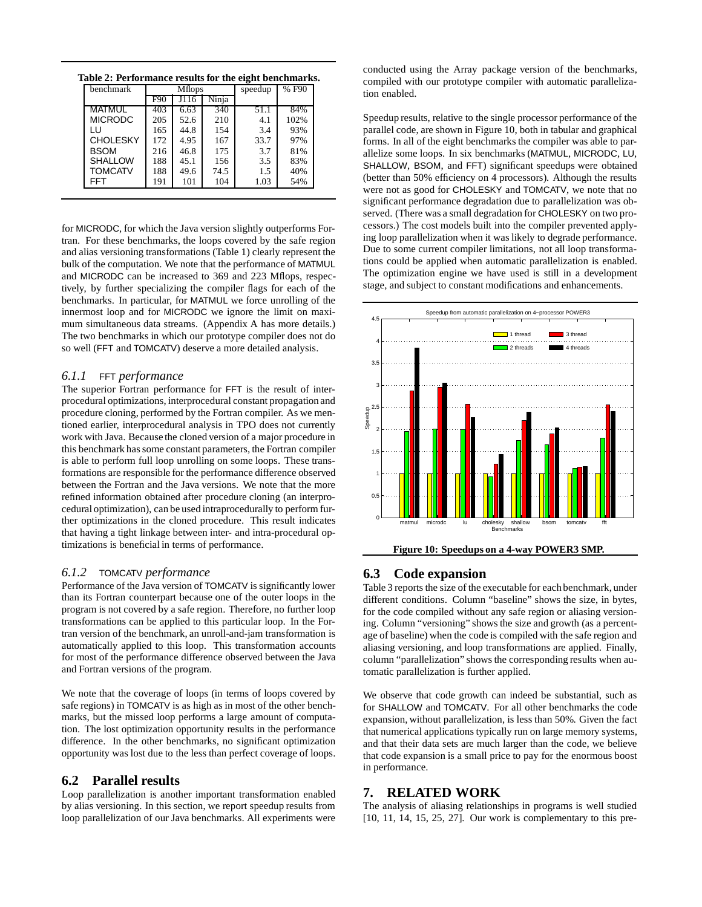**Table 2: Performance results for the eight benchmarks.**

| benchmark | Mflops | | | speedup | % F90 |
|---|---|---|---|---|---|
| | F90 | J116 | Ninja | | |
| MATMUL | 403 | 6.63 | 340 | 51.1 | 84% |
| MICRODC | 205 | 52.6 | 210 | 4.1 | 102% |
| LU | 165 | 44.8 | 154 | 3.4 | 93% |
| CHOLESKY | 172 | 4.95 | 167 | 33.7 | 97% |
| BSOM | 216 | 46.8 | 175 | 3.7 | 81% |
| SHALLOW | 188 | 45.1 | 156 | 3.5 | 83% |
| TOMCATV | 188 | 49.6 | 74.5 | 1.5 | 40% |
| FFT | 191 | 101 | 104 | 1.03 | 54% |

for MICRODC, for which the Java version slightly outperforms Fortran. For these benchmarks, the loops covered by the safe region and alias versioning transformations (Table 1) clearly represent the bulk of the computation. We note that the performance of MATMUL and MICRODC can be increased to 369 and 223 Mflops, respectively, by further specializing the compiler flags for each of the benchmarks. In particular, for MATMUL we force unrolling of the innermost loop and for MICRODC we ignore the limit on maximum simultaneous data streams. (Appendix A has more details.) The two benchmarks in which our prototype compiler does not do so well (FFT and TOMCATV) deserve a more detailed analysis.

### 6.1.1 FFT *performance*

The superior Fortran performance for FFT is the result of interprocedural optimizations, interprocedural constant propagation and procedure cloning, performed by the Fortran compiler. As we mentioned earlier, interprocedural analysis in TPO does not currently work with Java. Because the cloned version of a major procedure in this benchmark has some constant parameters, the Fortran compiler is able to perform full loop unrolling on some loops. These transformations are responsible for the performance difference observed between the Fortran and the Java versions. We note that the more refined information obtained after procedure cloning (an interprocedural optimization), can be used intraprocedurally to perform further optimizations in the cloned procedure. This result indicates that having a tight linkage between inter- and intra-procedural optimizations is beneficial in terms of performance.

### 6.1.2 TOMCATV *performance*

Performance of the Java version of TOMCATV is significantly lower than its Fortran counterpart because one of the outer loops in the program is not covered by a safe region. Therefore, no further loop transformations can be applied to this particular loop. In the Fortran version of the benchmark, an unroll-and-jam transformation is automatically applied to this loop. This transformation accounts for most of the performance difference observed between the Java and Fortran versions of the program.

We note that the coverage of loops (in terms of loops covered by safe regions) in TOMCATV is as high as in most of the other benchmarks, but the missed loop performs a large amount of computation. The lost optimization opportunity results in the performance difference. In the other benchmarks, no significant optimization opportunity was lost due to the less than perfect coverage of loops.

## 6.2 Parallel results

Loop parallelization is another important transformation enabled by alias versioning. In this section, we report speedup results from loop parallelization of our Java benchmarks. All experiments were conducted using the Array package version of the benchmarks, compiled with our prototype compiler with automatic parallelization enabled.

Speedup results, relative to the single processor performance of the parallel code, are shown in Figure 10, both in tabular and graphical forms. In all of the eight benchmarks the compiler was able to parallelize some loops. In six benchmarks (MATMUL, MICRODC, LU, SHALLOW, BSOM, and FFT) significant speedups were obtained (better than 50% efficiency on 4 processors). Although the results were not as good for CHOLESKY and TOMCATV, we note that no significant performance degradation due to parallelization was observed. (There was a small degradation for CHOLESKY on two processors.) The cost models built into the compiler prevented applying loop parallelization when it was likely to degrade performance. Due to some current compiler limitations, not all loop transformations could be applied when automatic parallelization is enabled. The optimization engine we have used is still in a development stage, and subject to constant modifications and enhancements.

Speedup from automatic parallelization on 4−processor POWER3

1 thread
2 threads
3 thread
4 threads

Speedup

0
0.5
1
1.5
2
2.5
3
3.5
4
4.5

matmul microdc lu cholesky shallow bsom tomcatv fft

Benchmarks

**Figure 10: Speedups on a 4-way POWER3 SMP.**

## 6.3 Code expansion

Table 3 reports the size of the executable for each benchmark, under different conditions. Column "baseline" shows the size, in bytes, for the code compiled without any safe region or aliasing versioning. Column "versioning" shows the size and growth (as a percentage of baseline) when the code is compiled with the safe region and aliasing versioning, and loop transformations are applied. Finally, column "parallelization" shows the corresponding results when automatic parallelization is further applied.

We observe that code growth can indeed be substantial, such as for SHALLOW and TOMCATV. For all other benchmarks the code expansion, without parallelization, is less than 50%. Given the fact that numerical applications typically run on large memory systems, and that their data sets are much larger than the code, we believe that code expansion is a small price to pay for the enormous boost in performance.

# 7. RELATED WORK

The analysis of aliasing relationships in programs is well studied [10, 11, 14, 15, 25, 27]. Our work is complementary to this pre-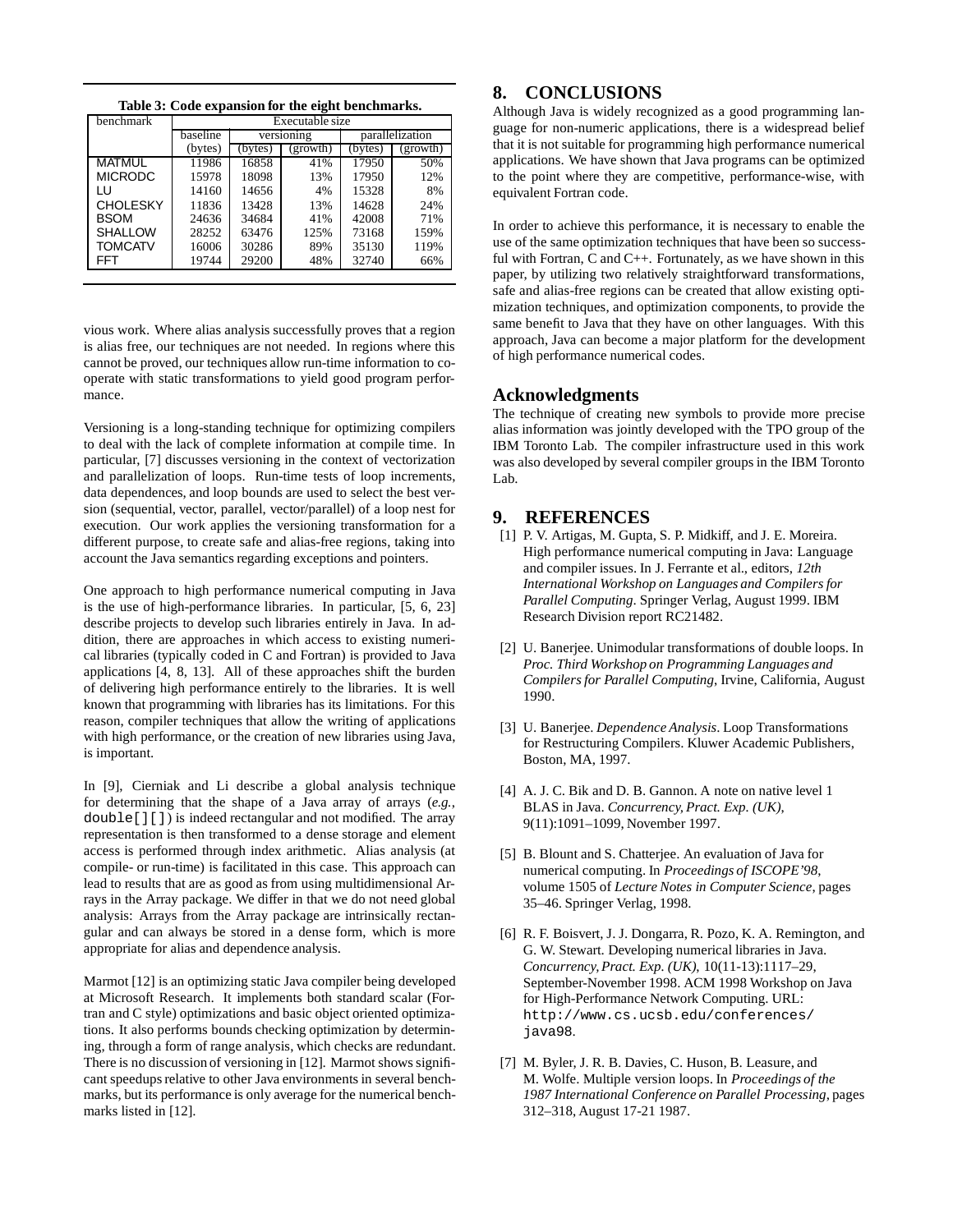**Table 3: Code expansion for the eight benchmarks.**

| benchmark | Executable size | | | | |
|---|---|---|---|---|---|
| | baseline | versioning | | parallelization | |
| | (bytes) | (bytes) | (growth) | (bytes) | (growth) |
| MATMUL | 11986 | 16858 | 41% | 17950 | 50% |
| MICRODC | 15978 | 18098 | 13% | 17950 | 12% |
| LU | 14160 | 14656 | 4% | 15328 | 8% |
| CHOLESKY | 11836 | 13428 | 13% | 14628 | 24% |
| BSOM | 24636 | 34684 | 41% | 42008 | 71% |
| SHALLOW | 28252 | 63476 | 125% | 73168 | 159% |
| TOMCATV | 16006 | 30286 | 89% | 35130 | 119% |
| FFT | 19744 | 29200 | 48% | 32740 | 66% |

vious work. Where alias analysis successfully proves that a region is alias free, our techniques are not needed. In regions where this cannot be proved, our techniques allow run-time information to cooperate with static transformations to yield good program performance.

Versioning is a long-standing technique for optimizing compilers to deal with the lack of complete information at compile time. In particular, [7] discusses versioning in the context of vectorization and parallelization of loops. Run-time tests of loop increments, data dependences, and loop bounds are used to select the best version (sequential, vector, parallel, vector/parallel) of a loop nest for execution. Our work applies the versioning transformation for a different purpose, to create safe and alias-free regions, taking into account the Java semantics regarding exceptions and pointers.

One approach to high performance numerical computing in Java is the use of high-performance libraries. In particular, [5, 6, 23] describe projects to develop such libraries entirely in Java. In addition, there are approaches in which access to existing numerical libraries (typically coded in C and Fortran) is provided to Java applications [4, 8, 13]. All of these approaches shift the burden of delivering high performance entirely to the libraries. It is well known that programming with libraries has its limitations. For this reason, compiler techniques that allow the writing of applications with high performance, or the creation of new libraries using Java, is important.

In [9], Cierniak and Li describe a global analysis technique for determining that the shape of a Java array of arrays (*e.g.*, `double[][]`) is indeed rectangular and not modified. The array representation is then transformed to a dense storage and element access is performed through index arithmetic. Alias analysis (at compile- or run-time) is facilitated in this case. This approach can lead to results that are as good as from using multidimensional Arrays in the Array package. We differ in that we do not need global analysis: Arrays from the Array package are intrinsically rectangular and can always be stored in a dense form, which is more appropriate for alias and dependence analysis.

Marmot [12] is an optimizing static Java compiler being developed at Microsoft Research. It implements both standard scalar (Fortran and C style) optimizations and basic object oriented optimizations. It also performs bounds checking optimization by determining, through a form of range analysis, which checks are redundant. There is no discussion of versioning in [12]. Marmot shows significant speedups relative to other Java environments in several benchmarks, but its performance is only average for the numerical benchmarks listed in [12].

## 8. CONCLUSIONS

Although Java is widely recognized as a good programming language for non-numeric applications, there is a widespread belief that it is not suitable for programming high performance numerical applications. We have shown that Java programs can be optimized to the point where they are competitive, performance-wise, with equivalent Fortran code.

In order to achieve this performance, it is necessary to enable the use of the same optimization techniques that have been so successful with Fortran, C and C++. Fortunately, as we have shown in this paper, by utilizing two relatively straightforward transformations, safe and alias-free regions can be created that allow existing optimization techniques, and optimization components, to provide the same benefit to Java that they have on other languages. With this approach, Java can become a major platform for the development of high performance numerical codes.

## Acknowledgments

The technique of creating new symbols to provide more precise alias information was jointly developed with the TPO group of the IBM Toronto Lab. The compiler infrastructure used in this work was also developed by several compiler groups in the IBM Toronto Lab.

## 9. REFERENCES

[1] P. V. Artigas, M. Gupta, S. P. Midkiff, and J. E. Moreira. High performance numerical computing in Java: Language and compiler issues. In J. Ferrante et al., editors, *12th International Workshop on Languages and Compilers for Parallel Computing*. Springer Verlag, August 1999. IBM Research Division report RC21482.

[2] U. Banerjee. Unimodular transformations of double loops. In *Proc. Third Workshop on Programming Languages and Compilers for Parallel Computing*, Irvine, California, August 1990.

[3] U. Banerjee. *Dependence Analysis*. Loop Transformations for Restructuring Compilers. Kluwer Academic Publishers, Boston, MA, 1997.

[4] A. J. C. Bik and D. B. Gannon. A note on native level 1 BLAS in Java. *Concurrency, Pract. Exp. (UK)*, 9(11):1091–1099, November 1997.

[5] B. Blount and S. Chatterjee. An evaluation of Java for numerical computing. In *Proceedings of ISCOPE'98*, volume 1505 of *Lecture Notes in Computer Science*, pages 35–46. Springer Verlag, 1998.

[6] R. F. Boisvert, J. J. Dongarra, R. Pozo, K. A. Remington, and G. W. Stewart. Developing numerical libraries in Java. *Concurrency, Pract. Exp. (UK)*, 10(11-13):1117–29, September-November 1998. ACM 1998 Workshop on Java for High-Performance Network Computing. URL: `http://www.cs.ucsb.edu/conferences/java98`.

[7] M. Byler, J. R. B. Davies, C. Huson, B. Leasure, and M. Wolfe. Multiple version loops. In *Proceedings of the 1987 International Conference on Parallel Processing*, pages 312–318, August 17-21 1987.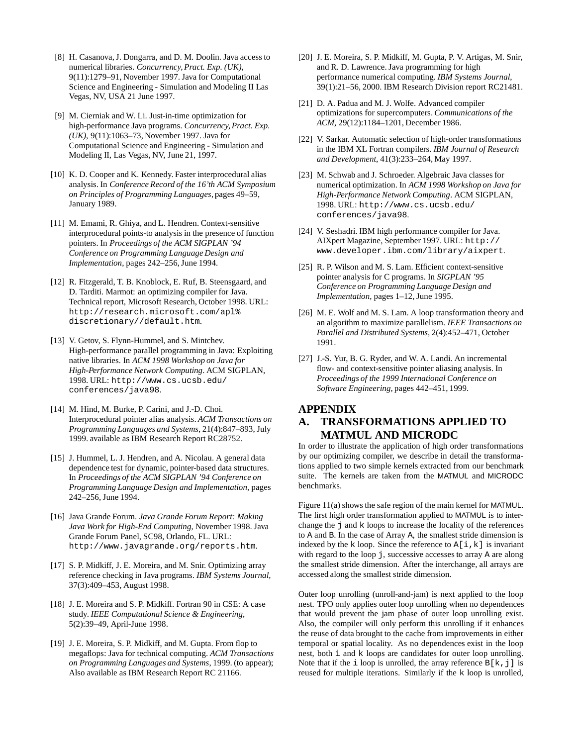[8] H. Casanova, J. Dongarra, and D. M. Doolin. Java access to numerical libraries. *Concurrency, Pract. Exp. (UK)*, 9(11):1279–91, November 1997. Java for Computational Science and Engineering - Simulation and Modeling II Las Vegas, NV, USA 21 June 1997.

[9] M. Cierniak and W. Li. Just-in-time optimization for high-performance Java programs. *Concurrency, Pract. Exp. (UK)*, 9(11):1063–73, November 1997. Java for Computational Science and Engineering - Simulation and Modeling II, Las Vegas, NV, June 21, 1997.

[10] K. D. Cooper and K. Kennedy. Faster interprocedural alias analysis. In *Conference Record of the 16'th ACM Symposium on Principles of Programming Languages*, pages 49–59, January 1989.

[11] M. Emami, R. Ghiya, and L. Hendren. Context-sensitive interprocedural points-to analysis in the presence of function pointers. In *Proceedings of the ACM SIGPLAN '94 Conference on Programming Language Design and Implementation*, pages 242–256, June 1994.

[12] R. Fitzgerald, T. B. Knoblock, E. Ruf, B. Steensgaard, and D. Tarditi. Marmot: an optimizing compiler for Java. Technical report, Microsoft Research, October 1998. URL: `http://research.microsoft.com/apl% discretionary//default.htm`.

[13] V. Getov, S. Flynn-Hummel, and S. Mintchev. High-performance parallel programming in Java: Exploiting native libraries. In *ACM 1998 Workshop on Java for High-Performance Network Computing*. ACM SIGPLAN, 1998. URL: `http://www.cs.ucsb.edu/conferences/java98`.

[14] M. Hind, M. Burke, P. Carini, and J.-D. Choi. Interprocedural pointer alias analysis. *ACM Transactions on Programming Languages and Systems*, 21(4):847–893, July 1999. available as IBM Research Report RC28752.

[15] J. Hummel, L. J. Hendren, and A. Nicolau. A general data dependence test for dynamic, pointer-based data structures. In *Proceedings of the ACM SIGPLAN '94 Conference on Programming Language Design and Implementation*, pages 242–256, June 1994.

[16] Java Grande Forum. *Java Grande Forum Report: Making Java Work for High-End Computing*, November 1998. Java Grande Forum Panel, SC98, Orlando, FL. URL: `http://www.javagrande.org/reports.htm`.

[17] S. P. Midkiff, J. E. Moreira, and M. Snir. Optimizing array reference checking in Java programs. *IBM Systems Journal*, 37(3):409–453, August 1998.

[18] J. E. Moreira and S. P. Midkiff. Fortran 90 in CSE: A case study. *IEEE Computational Science & Engineering*, 5(2):39–49, April-June 1998.

[19] J. E. Moreira, S. P. Midkiff, and M. Gupta. From flop to megaflops: Java for technical computing. *ACM Transactions on Programming Languages and Systems*, 1999. (to appear); Also available as IBM Research Report RC 21166.

[20] J. E. Moreira, S. P. Midkiff, M. Gupta, P. V. Artigas, M. Snir, and R. D. Lawrence. Java programming for high performance numerical computing. *IBM Systems Journal*, 39(1):21–56, 2000. IBM Research Division report RC21481.

[21] D. A. Padua and M. J. Wolfe. Advanced compiler optimizations for supercomputers. *Communications of the ACM*, 29(12):1184–1201, December 1986.

[22] V. Sarkar. Automatic selection of high-order transformations in the IBM XL Fortran compilers. *IBM Journal of Research and Development*, 41(3):233–264, May 1997.

[23] M. Schwab and J. Schroeder. Algebraic Java classes for numerical optimization. In *ACM 1998 Workshop on Java for High-Performance Network Computing*. ACM SIGPLAN, 1998. URL: `http://www.cs.ucsb.edu/conferences/java98`.

[24] V. Seshadri. IBM high performance compiler for Java. AIXpert Magazine, September 1997. URL: `http://www.developer.ibm.com/library/aixpert`.

[25] R. P. Wilson and M. S. Lam. Efficient context-sensitive pointer analysis for C programs. In *SIGPLAN '95 Conference on Programming Language Design and Implementation*, pages 1–12, June 1995.

[26] M. E. Wolf and M. S. Lam. A loop transformation theory and an algorithm to maximize parallelism. *IEEE Transactions on Parallel and Distributed Systems*, 2(4):452–471, October 1991.

[27] J.-S. Yur, B. G. Ryder, and W. A. Landi. An incremental flow- and context-sensitive pointer aliasing analysis. In *Proceedings of the 1999 International Conference on Software Engineering*, pages 442–451, 1999.

# APPENDIX

## A. TRANSFORMATIONS APPLIED TO MATMUL AND MICRODC

In order to illustrate the application of high order transformations by our optimizing compiler, we describe in detail the transformations applied to two simple kernels extracted from our benchmark suite. The kernels are taken from the MATMUL and MICRODC benchmarks.

Figure 11(a) shows the safe region of the main kernel for MATMUL. The first high order transformation applied to MATMUL is to interchange the `j` and `k` loops to increase the locality of the references to A and B. In the case of Array A, the smallest stride dimension is indexed by the `k` loop. Since the reference to `A[i,k]` is invariant with regard to the loop `j`, successive accesses to array A are along the smallest stride dimension. After the interchange, all arrays are accessed along the smallest stride dimension.

Outer loop unrolling (unroll-and-jam) is next applied to the loop nest. TPO only applies outer loop unrolling when no dependences that would prevent the jam phase of outer loop unrolling exist. Also, the compiler will only perform this unrolling if it enhances the reuse of data brought to the cache from improvements in either temporal or spatial locality. As no dependences exist in the loop nest, both `i` and `k` loops are candidates for outer loop unrolling. Note that if the `i` loop is unrolled, the array reference `B[k,j]` is reused for multiple iterations. Similarly if the `k` loop is unrolled,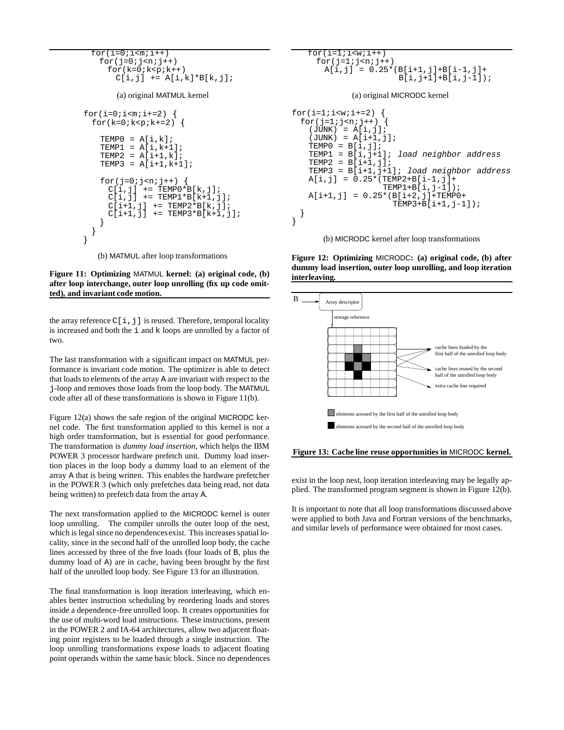```
for(i=0;i<m;i++)
  for(j=0;j<n;j++)
    for(k=0;k<p;k++)
      C[i,j] += A[i,k]*B[k,j];
```

(a) original MATMUL kernel

```
for(i=0;i<m;i+=2) {
  for(k=0;k<p;k+=2) {

    TEMP0 = A[i,k];
    TEMP1 = A[i,k+1];
    TEMP2 = A[i+1,k];
    TEMP3 = A[i+1,k+1];

    for(j=0;j<n;j++) {
      C[i,j] += TEMP0*B[k,j];
      C[i,j] += TEMP1*B[k+1,j];
      C[i+1,j] += TEMP2*B[k,j];
      C[i+1,j] += TEMP3*B[k+1,j];
    }
  }
}
```

(b) MATMUL after loop transformations

**Figure 11: Optimizing MATMUL kernel: (a) original code, (b) after loop interchange, outer loop unrolling (fix up code omitted), and invariant code motion.**

the array reference `C[i,j]` is reused. Therefore, temporal locality is increased and both the `i` and `k` loops are unrolled by a factor of two.

The last transformation with a significant impact on MATMUL performance is invariant code motion. The optimizer is able to detect that loads to elements of the array A are invariant with respect to the `j`-loop and removes those loads from the loop body. The MATMUL code after all of these transformations is shown in Figure 11(b).

Figure 12(a) shows the safe region of the original MICRODC kernel code. The first transformation applied to this kernel is not a high order transformation, but is essential for good performance. The transformation is *dummy load insertion*, which helps the IBM POWER 3 processor hardware prefetch unit. Dummy load insertion places in the loop body a dummy load to an element of the array A that is being written. This enables the hardware prefetcher in the POWER 3 (which only prefetches data being read, not data being written) to prefetch data from the array A.

The next transformation applied to the MICRODC kernel is outer loop unrolling. The compiler unrolls the outer loop of the nest, which is legal since no dependences exist. This increases spatial locality, since in the second half of the unrolled loop body, the cache lines accessed by three of the five loads (four loads of B, plus the dummy load of A) are in cache, having been brought by the first half of the unrolled loop body. See Figure 13 for an illustration.

The final transformation is loop iteration interleaving, which enables better instruction scheduling by reordering loads and stores inside a dependence-free unrolled loop. It creates opportunities for the use of multi-word load instructions. These instructions, present in the POWER 2 and IA-64 architectures, allow two adjacent floating point registers to be loaded through a single instruction. The loop unrolling transformations expose loads to adjacent floating point operands within the same basic block. Since no dependences

```
for(i=1;i<w;i++)
  for(j=1;j<n;j++)
    A[i,j] = 0.25*(B[i+1,j]+B[i-1,j]+
                   B[i,j+1]+B[i,j-1]);
```

(a) original MICRODC kernel

```
for(i=1;i<w;i+=2) {
  for(j=1;j<n;j++) {
    (JUNK) = A[i,j];
    (JUNK) = A[i+1,j];
    TEMP0 = B[i,j];
    TEMP1 = B[i,j+1]; load neighbor address
    TEMP2 = B[i+1,j];
    TEMP3 = B[i+1,j+1]; load neighbor address
    A[i,j] = 0.25*(TEMP2+B[i-1,j]+
                   TEMP1+B[i,j-1]);
    A[i+1,j] = 0.25*(B[i+2,j]+TEMP0+
                     TEMP3+B[i+1,j-1]);
  }
}
```

(b) MICRODC kernel after loop transformations

**Figure 12: Optimizing MICRODC: (a) original code, (b) after dummy load insertion, outer loop unrolling, and loop iteration interleaving.**

B

Array descriptor

storage reference

cache lines loaded by the first half of the unrolled loop body

cache lines reused by the second half of the unrolled loop body

extra cache line required

elements acessed by the first half of the unrolled loop body

elements acessed by the second half of the unrolled loop body

**Figure 13: Cache line reuse opportunities in MICRODC kernel.**

exist in the loop nest, loop iteration interleaving may be legally applied. The transformed program segment is shown in Figure 12(b).

It is important to note that all loop transformations discussed above were applied to both Java and Fortran versions of the benchmarks, and similar levels of performance were obtained for most cases.